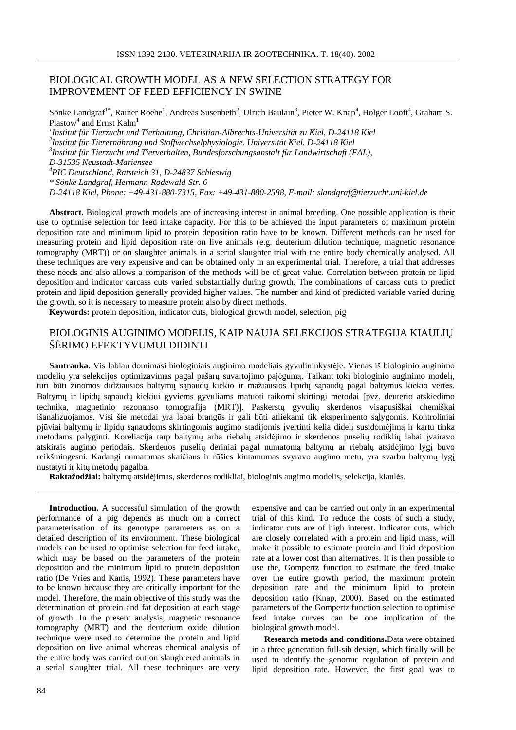# BIOLOGICAL GROWTH MODEL AS A NEW SELECTION STRATEGY FOR IMPROVEMENT OF FEED EFFICIENCY IN SWINE

Sönke Landgraf[1*], Rainer Roehe[1], Andreas Susenbeth[2], Ulrich Baulain[3], Pieter W. Knap[4], Holger Looft[4], Graham S. Plastow[4] and Ernst Kalm[1]

[1]*Institut für Tierzucht und Tierhaltung, Christian-Albrechts-Universität zu Kiel, D-24118 Kiel*
[2]*Institut für Tierernährung und Stoffwechselphysiologie, Universität Kiel, D-24118 Kiel*
[3]*Institut für Tierzucht und Tierverhalten, Bundesforschungsanstalt für Landwirtschaft (FAL), D-31535 Neustadt-Mariensee*
[4]*PIC Deutschland, Ratsteich 31, D-24837 Schleswig*
*\* Sönke Landgraf, Hermann-Rodewald-Str. 6*
*D-24118 Kiel, Phone: +49-431-880-7315, Fax: +49-431-880-2588, E-mail: slandgraf@tierzucht.uni-kiel.de*

**Abstract.** Biological growth models are of increasing interest in animal breeding. One possible application is their use to optimise selection for feed intake capacity. For this to be achieved the input parameters of maximum protein deposition rate and minimum lipid to protein deposition ratio have to be known. Different methods can be used for measuring protein and lipid deposition rate on live animals (e.g. deuterium dilution technique, magnetic resonance tomography (MRT)) or on slaughter animals in a serial slaughter trial with the entire body chemically analysed. All these techniques are very expensive and can be obtained only in an experimental trial. Therefore, a trial that addresses these needs and also allows a comparison of the methods will be of great value. Correlation between protein or lipid deposition and indicator carcass cuts varied substantially during growth. The combinations of carcass cuts to predict protein and lipid deposition generally provided higher values. The number and kind of predicted variable varied during the growth, so it is necessary to measure protein also by direct methods.

**Keywords:** protein deposition, indicator cuts, biological growth model, selection, pig

# BIOLOGINIS AUGINIMO MODELIS, KAIP NAUJA SELEKCIJOS STRATEGIJA KIAULIŲ ŠĖRIMO EFEKTYVUMUI DIDINTI

**Santrauka.** Vis labiau domimasi biologiniais auginimo modeliais gyvulininkystėje. Vienas iš biologinio auginimo modelių yra selekcijos optimizavimas pagal pašarų suvartojimo pajėgumą. Taikant tokį biologinio auginimo modelį, turi būti žinomos didžiausios baltymų sąnaudų kiekio ir mažiausios lipidų sąnaudų pagal baltymus kiekio vertės. Baltymų ir lipidų sąnaudų kiekiui gyviems gyvuliams matuoti taikomi skirtingi metodai [pvz. deuterio atskiedimo technika, magnetinio rezonanso tomografija (MRT)]. Paskerstų gyvulių skerdenos visapusiškai chemiškai išanalizuojamos. Visi šie metodai yra labai brangūs ir gali būti atliekami tik eksperimento sąlygomis. Kontroliniai pjūviai baltymų ir lipidų sąnaudoms skirtingomis augimo stadijomis įvertinti kelia didelį susidomėjimą ir kartu tinka metodams palyginti. Koreliacija tarp baltymų arba riebalų atsidėjimo ir skerdenos puselių rodiklių labai įvairavo atskirais augimo periodais. Skerdenos puselių deriniai pagal numatomą baltymų ar riebalų atsidėjimo lygį buvo reikšmingesni. Kadangi numatomas skaičiaus ir rūšies kintamumas svyravo augimo metu, yra svarbu baltymų lygį nustatyti ir kitų metodų pagalba.

**Raktažodžiai:** baltymų atsidėjimas, skerdenos rodikliai, biologinis augimo modelis, selekcija, kiaulės.

**Introduction.** A successful simulation of the growth performance of a pig depends as much on a correct parameterisation of its genotype parameters as on a detailed description of its environment. These biological models can be used to optimise selection for feed intake, which may be based on the parameters of the protein deposition and the minimum lipid to protein deposition ratio (De Vries and Kanis, 1992). These parameters have to be known because they are critically important for the model. Therefore, the main objective of this study was the determination of protein and fat deposition at each stage of growth. In the present analysis, magnetic resonance tomography (MRT) and the deuterium oxide dilution technique were used to determine the protein and lipid deposition on live animal whereas chemical analysis of the entire body was carried out on slaughtered animals in a serial slaughter trial. All these techniques are very expensive and can be carried out only in an experimental trial of this kind. To reduce the costs of such a study, indicator cuts are of high interest. Indicator cuts, which are closely correlated with a protein and lipid mass, will make it possible to estimate protein and lipid deposition rate at a lower cost than alternatives. It is then possible to use the, Gompertz function to estimate the feed intake over the entire growth period, the maximum protein deposition rate and the minimum lipid to protein deposition ratio (Knap, 2000). Based on the estimated parameters of the Gompertz function selection to optimise feed intake curves can be one implication of the biological growth model.

**Research metods and conditions.** Data were obtained in a three generation full-sib design, which finally will be used to identify the genomic regulation of protein and lipid deposition rate. However, the first goal was to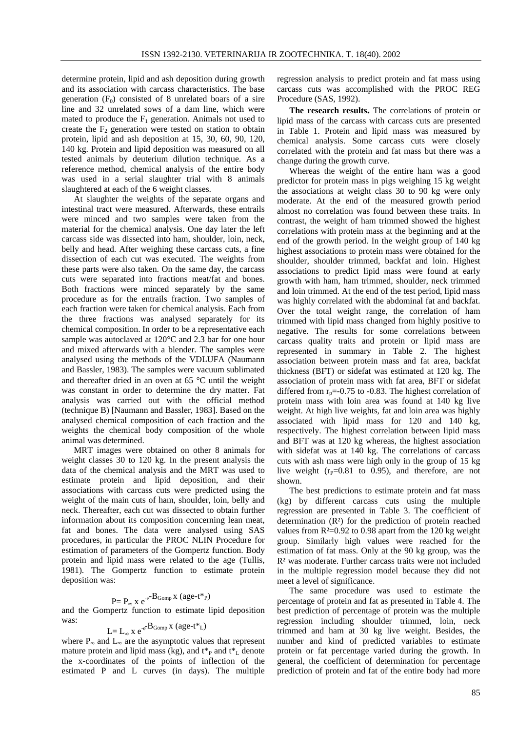determine protein, lipid and ash deposition during growth and its association with carcass characteristics. The base generation ($F_0$) consisted of 8 unrelated boars of a sire line and 32 unrelated sows of a dam line, which were mated to produce the $F_1$ generation. Animals not used to create the $F_2$ generation were tested on station to obtain protein, lipid and ash deposition at 15, 30, 60, 90, 120, 140 kg. Protein and lipid deposition was measured on all tested animals by deuterium dilution technique. As a reference method, chemical analysis of the entire body was used in a serial slaughter trial with 8 animals slaughtered at each of the 6 weight classes.

At slaughter the weights of the separate organs and intestinal tract were measured. Afterwards, these entrails were minced and two samples were taken from the material for the chemical analysis. One day later the left carcass side was dissected into ham, shoulder, loin, neck, belly and head. After weighing these carcass cuts, a fine dissection of each cut was executed. The weights from these parts were also taken. On the same day, the carcass cuts were separated into fractions meat/fat and bones. Both fractions were minced separately by the same procedure as for the entrails fraction. Two samples of each fraction were taken for chemical analysis. Each from the three fractions was analysed separately for its chemical composition. In order to be a representative each sample was autoclaved at 120°C and 2.3 bar for one hour and mixed afterwards with a blender. The samples were analysed using the methods of the VDLUFA (Naumann and Bassler, 1983). The samples were vacuum sublimated and thereafter dried in an oven at 65 °C until the weight was constant in order to determine the dry matter. Fat analysis was carried out with the official method (technique B) [Naumann and Bassler, 1983]. Based on the analysed chemical composition of each fraction and the weights the chemical body composition of the whole animal was determined.

MRT images were obtained on other 8 animals for weight classes 30 to 120 kg. In the present analysis the data of the chemical analysis and the MRT was used to estimate protein and lipid deposition, and their associations with carcass cuts were predicted using the weight of the main cuts of ham, shoulder, loin, belly and neck. Thereafter, each cut was dissected to obtain further information about its composition concerning lean meat, fat and bones. The data were analysed using SAS procedures, in particular the PROC NLIN Procedure for estimation of parameters of the Gompertz function. Body protein and lipid mass were related to the age (Tullis, 1981). The Gompertz function to estimate protein deposition was:

$$P = P_{\infty} \times e^{-e^{-B_{Gomp} \times (age - t^*_P)}}$$

and the Gompertz function to estimate lipid deposition was:

$$L = L_{\infty} \times e^{-e^{-B_{Gomp} \times (age - t^*_L)}}$$

where $P_{\infty}$ and $L_{\infty}$ are the asymptotic values that represent mature protein and lipid mass (kg), and $t^*_P$ and $t^*_L$ denote the x-coordinates of the points of inflection of the estimated P and L curves (in days). The multiple regression analysis to predict protein and fat mass using carcass cuts was accomplished with the PROC REG Procedure (SAS, 1992).

**The research results.** The correlations of protein or lipid mass of the carcass with carcass cuts are presented in Table 1. Protein and lipid mass was measured by chemical analysis. Some carcass cuts were closely correlated with the protein and fat mass but there was a change during the growth curve.

Whereas the weight of the entire ham was a good predictor for protein mass in pigs weighing 15 kg weight the associations at weight class 30 to 90 kg were only moderate. At the end of the measured growth period almost no correlation was found between these traits. In contrast, the weight of ham trimmed showed the highest correlations with protein mass at the beginning and at the end of the growth period. In the weight group of 140 kg highest associations to protein mass were obtained for the shoulder, shoulder trimmed, backfat and loin. Highest associations to predict lipid mass were found at early growth with ham, ham trimmed, shoulder, neck trimmed and loin trimmed. At the end of the test period, lipid mass was highly correlated with the abdominal fat and backfat. Over the total weight range, the correlation of ham trimmed with lipid mass changed from highly positive to negative. The results for some correlations between carcass quality traits and protein or lipid mass are represented in summary in Table 2. The highest association between protein mass and fat area, backfat thickness (BFT) or sidefat was estimated at 120 kg. The association of protein mass with fat area, BFT or sidefat differed from $r_p$=-0.75 to -0.83. The highest correlation of protein mass with loin area was found at 140 kg live weight. At high live weights, fat and loin area was highly associated with lipid mass for 120 and 140 kg, respectively. The highest correlation between lipid mass and BFT was at 120 kg whereas, the highest association with sidefat was at 140 kg. The correlations of carcass cuts with ash mass were high only in the group of 15 kg live weight ($r_P$=0.81 to 0.95), and therefore, are not shown.

The best predictions to estimate protein and fat mass (kg) by different carcass cuts using the multiple regression are presented in Table 3. The coefficient of determination ($R^2$) for the prediction of protein reached values from $R^2$=0.92 to 0.98 apart from the 120 kg weight group. Similarly high values were reached for the estimation of fat mass. Only at the 90 kg group, was the $R^2$ was moderate. Further carcass traits were not included in the multiple regression model because they did not meet a level of significance.

The same procedure was used to estimate the percentage of protein and fat as presented in Table 4. The best prediction of percentage of protein was the multiple regression including shoulder trimmed, loin, neck trimmed and ham at 30 kg live weight. Besides, the number and kind of predicted variables to estimate protein or fat percentage varied during the growth. In general, the coefficient of determination for percentage prediction of protein and fat of the entire body had more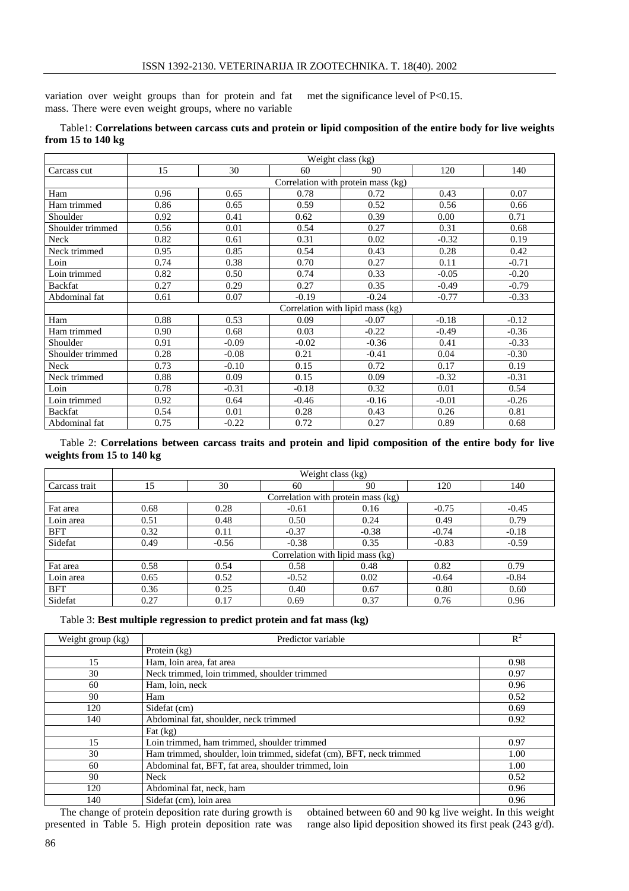variation over weight groups than for protein and fat mass. There were even weight groups, where no variable met the significance level of $P<0.15$.

Table1: **Correlations between carcass cuts and protein or lipid composition of the entire body for live weights from 15 to 140 kg**

| | Weight class (kg) | | | | | |
|---|---|---|---|---|---|---|
| Carcass cut | 15 | 30 | 60 | 90 | 120 | 140 |
| | Correlation with protein mass (kg) | | | | | |
| Ham | 0.96 | 0.65 | 0.78 | 0.72 | 0.43 | 0.07 |
| Ham trimmed | 0.86 | 0.65 | 0.59 | 0.52 | 0.56 | 0.66 |
| Shoulder | 0.92 | 0.41 | 0.62 | 0.39 | 0.00 | 0.71 |
| Shoulder trimmed | 0.56 | 0.01 | 0.54 | 0.27 | 0.31 | 0.68 |
| Neck | 0.82 | 0.61 | 0.31 | 0.02 | -0.32 | 0.19 |
| Neck trimmed | 0.95 | 0.85 | 0.54 | 0.43 | 0.28 | 0.42 |
| Loin | 0.74 | 0.38 | 0.70 | 0.27 | 0.11 | -0.71 |
| Loin trimmed | 0.82 | 0.50 | 0.74 | 0.33 | -0.05 | -0.20 |
| Backfat | 0.27 | 0.29 | 0.27 | 0.35 | -0.49 | -0.79 |
| Abdominal fat | 0.61 | 0.07 | -0.19 | -0.24 | -0.77 | -0.33 |
| | Correlation with lipid mass (kg) | | | | | |
| Ham | 0.88 | 0.53 | 0.09 | -0.07 | -0.18 | -0.12 |
| Ham trimmed | 0.90 | 0.68 | 0.03 | -0.22 | -0.49 | -0.36 |
| Shoulder | 0.91 | -0.09 | -0.02 | -0.36 | 0.41 | -0.33 |
| Shoulder trimmed | 0.28 | -0.08 | 0.21 | -0.41 | 0.04 | -0.30 |
| Neck | 0.73 | -0.10 | 0.15 | 0.72 | 0.17 | 0.19 |
| Neck trimmed | 0.88 | 0.09 | 0.15 | 0.09 | -0.32 | -0.31 |
| Loin | 0.78 | -0.31 | -0.18 | 0.32 | 0.01 | 0.54 |
| Loin trimmed | 0.92 | 0.64 | -0.46 | -0.16 | -0.01 | -0.26 |
| Backfat | 0.54 | 0.01 | 0.28 | 0.43 | 0.26 | 0.81 |
| Abdominal fat | 0.75 | -0.22 | 0.72 | 0.27 | 0.89 | 0.68 |

Table 2: **Correlations between carcass traits and protein and lipid composition of the entire body for live weights from 15 to 140 kg**

| | Weight class (kg) | | | | | |
|---|---|---|---|---|---|---|
| Carcass trait | 15 | 30 | 60 | 90 | 120 | 140 |
| | Correlation with protein mass (kg) | | | | | |
| Fat area | 0.68 | 0.28 | -0.61 | 0.16 | -0.75 | -0.45 |
| Loin area | 0.51 | 0.48 | 0.50 | 0.24 | 0.49 | 0.79 |
| BFT | 0.32 | 0.11 | -0.37 | -0.38 | -0.74 | -0.18 |
| Sidefat | 0.49 | -0.56 | -0.38 | 0.35 | -0.83 | -0.59 |
| | Correlation with lipid mass (kg) | | | | | |
| Fat area | 0.58 | 0.54 | 0.58 | 0.48 | 0.82 | 0.79 |
| Loin area | 0.65 | 0.52 | -0.52 | 0.02 | -0.64 | -0.84 |
| BFT | 0.36 | 0.25 | 0.40 | 0.67 | 0.80 | 0.60 |
| Sidefat | 0.27 | 0.17 | 0.69 | 0.37 | 0.76 | 0.96 |

Table 3: **Best multiple regression to predict protein and fat mass (kg)**

| Weight group (kg) | Predictor variable | $R^2$ |
|---|---|---|
| | Protein (kg) | |
| 15 | Ham, loin area, fat area | 0.98 |
| 30 | Neck trimmed, loin trimmed, shoulder trimmed | 0.97 |
| 60 | Ham, loin, neck | 0.96 |
| 90 | Ham | 0.52 |
| 120 | Sidefat (cm) | 0.69 |
| 140 | Abdominal fat, shoulder, neck trimmed | 0.92 |
| | Fat (kg) | |
| 15 | Loin trimmed, ham trimmed, shoulder trimmed | 0.97 |
| 30 | Ham trimmed, shoulder, loin trimmed, sidefat (cm), BFT, neck trimmed | 1.00 |
| 60 | Abdominal fat, BFT, fat area, shoulder trimmed, loin | 1.00 |
| 90 | Neck | 0.52 |
| 120 | Abdominal fat, neck, ham | 0.96 |
| 140 | Sidefat (cm), loin area | 0.96 |

The change of protein deposition rate during growth is presented in Table 5. High protein deposition rate was obtained between 60 and 90 kg live weight. In this weight range also lipid deposition showed its first peak (243 g/d).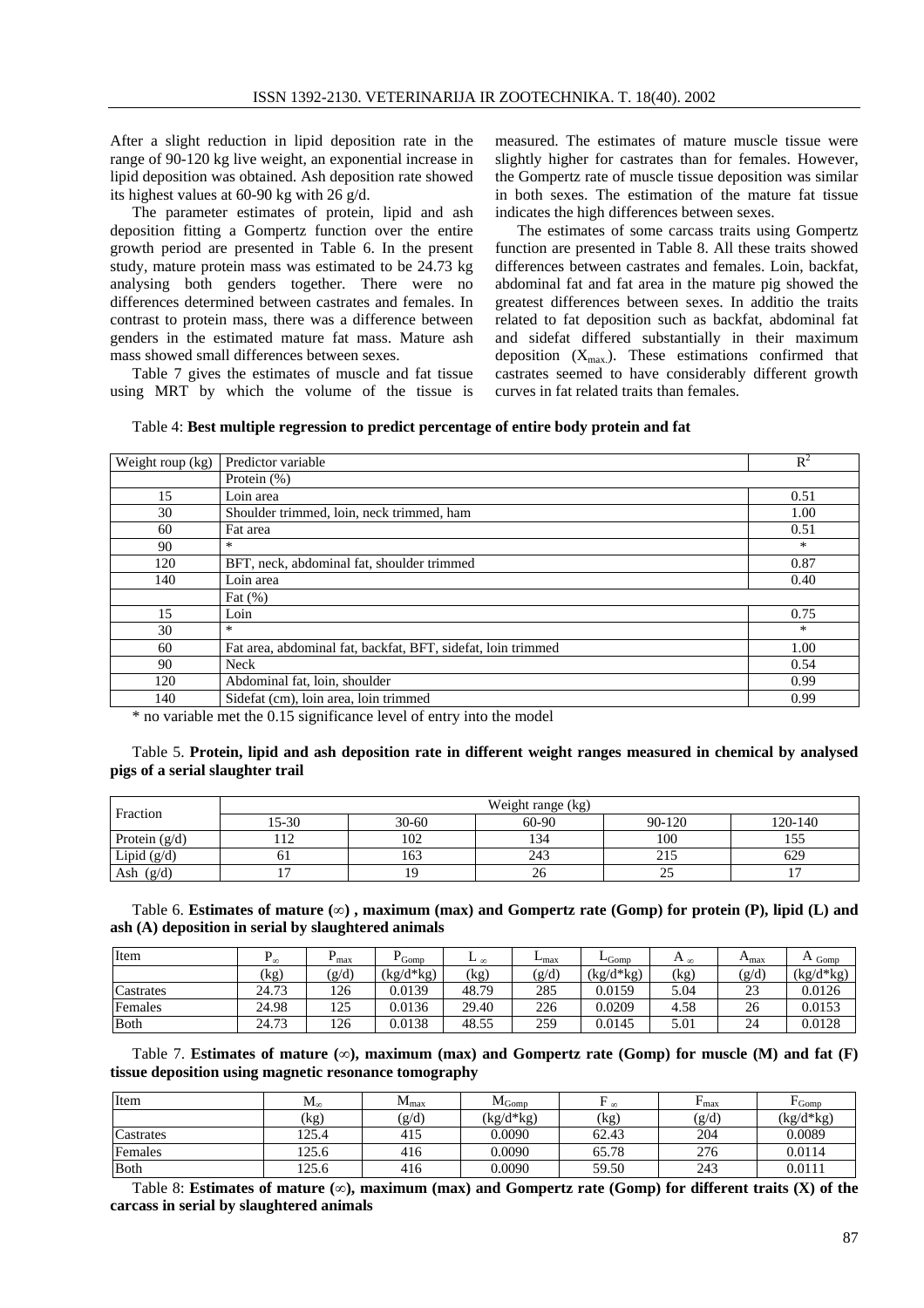After a slight reduction in lipid deposition rate in the range of 90-120 kg live weight, an exponential increase in lipid deposition was obtained. Ash deposition rate showed its highest values at 60-90 kg with 26 g/d.

The parameter estimates of protein, lipid and ash deposition fitting a Gompertz function over the entire growth period are presented in Table 6. In the present study, mature protein mass was estimated to be 24.73 kg analysing both genders together. There were no differences determined between castrates and females. In contrast to protein mass, there was a difference between genders in the estimated mature fat mass. Mature ash mass showed small differences between sexes.

Table 7 gives the estimates of muscle and fat tissue using MRT by which the volume of the tissue is measured. The estimates of mature muscle tissue were slightly higher for castrates than for females. However, the Gompertz rate of muscle tissue deposition was similar in both sexes. The estimation of the mature fat tissue indicates the high differences between sexes.

The estimates of some carcass traits using Gompertz function are presented in Table 8. All these traits showed differences between castrates and females. Loin, backfat, abdominal fat and fat area in the mature pig showed the greatest differences between sexes. In additio the traits related to fat deposition such as backfat, abdominal fat and sidefat differed substantially in their maximum deposition ($X_{max.}$). These estimations confirmed that castrates seemed to have considerably different growth curves in fat related traits than females.

Table 4: **Best multiple regression to predict percentage of entire body protein and fat**

| Weight roup (kg) | Predictor variable | $R^2$ |
|---|---|---|
| | Protein (%) | |
| 15 | Loin area | 0.51 |
| 30 | Shoulder trimmed, loin, neck trimmed, ham | 1.00 |
| 60 | Fat area | 0.51 |
| 90 | * | * |
| 120 | BFT, neck, abdominal fat, shoulder trimmed | 0.87 |
| 140 | Loin area | 0.40 |
| | Fat (%) | |
| 15 | Loin | 0.75 |
| 30 | * | * |
| 60 | Fat area, abdominal fat, backfat, BFT, sidefat, loin trimmed | 1.00 |
| 90 | Neck | 0.54 |
| 120 | Abdominal fat, loin, shoulder | 0.99 |
| 140 | Sidefat (cm), loin area, loin trimmed | 0.99 |

\* no variable met the 0.15 significance level of entry into the model

Table 5. **Protein, lipid and ash deposition rate in different weight ranges measured in chemical by analysed pigs of a serial slaughter trail**

| Fraction | Weight range (kg) | | | | |
|---|---|---|---|---|---|
| | 15-30 | 30-60 | 60-90 | 90-120 | 120-140 |
| Protein (g/d) | 112 | 102 | 134 | 100 | 155 |
| Lipid (g/d) | 61 | 163 | 243 | 215 | 629 |
| Ash (g/d) | 17 | 19 | 26 | 25 | 17 |

Table 6. **Estimates of mature (∞), maximum (max) and Gompertz rate (Gomp) for protein (P), lipid (L) and ash (A) deposition in serial by slaughtered animals**

| Item | $P_{\infty}$ | $P_{max}$ | $P_{Gomp}$ | $L_{\infty}$ | $L_{max}$ | $L_{Gomp}$ | $A_{\infty}$ | $A_{max}$ | $A_{Gomp}$ |
|---|---|---|---|---|---|---|---|---|---|
| | (kg) | (g/d) | (kg/d*kg) | (kg) | (g/d) | (kg/d*kg) | (kg) | (g/d) | (kg/d*kg) |
| Castrates | 24.73 | 126 | 0.0139 | 48.79 | 285 | 0.0159 | 5.04 | 23 | 0.0126 |
| Females | 24.98 | 125 | 0.0136 | 29.40 | 226 | 0.0209 | 4.58 | 26 | 0.0153 |
| Both | 24.73 | 126 | 0.0138 | 48.55 | 259 | 0.0145 | 5.01 | 24 | 0.0128 |

Table 7. **Estimates of mature (∞), maximum (max) and Gompertz rate (Gomp) for muscle (M) and fat (F) tissue deposition using magnetic resonance tomography**

| Item | $M_{\infty}$ | $M_{max}$ | $M_{Gomp}$ | $F_{\infty}$ | $F_{max}$ | $F_{Gomp}$ |
|---|---|---|---|---|---|---|
| | (kg) | (g/d) | (kg/d*kg) | (kg) | (g/d) | (kg/d*kg) |
| Castrates | 125.4 | 415 | 0.0090 | 62.43 | 204 | 0.0089 |
| Females | 125.6 | 416 | 0.0090 | 65.78 | 276 | 0.0114 |
| Both | 125.6 | 416 | 0.0090 | 59.50 | 243 | 0.0111 |

Table 8: **Estimates of mature (∞), maximum (max) and Gompertz rate (Gomp) for different traits (X) of the carcass in serial by slaughtered animals**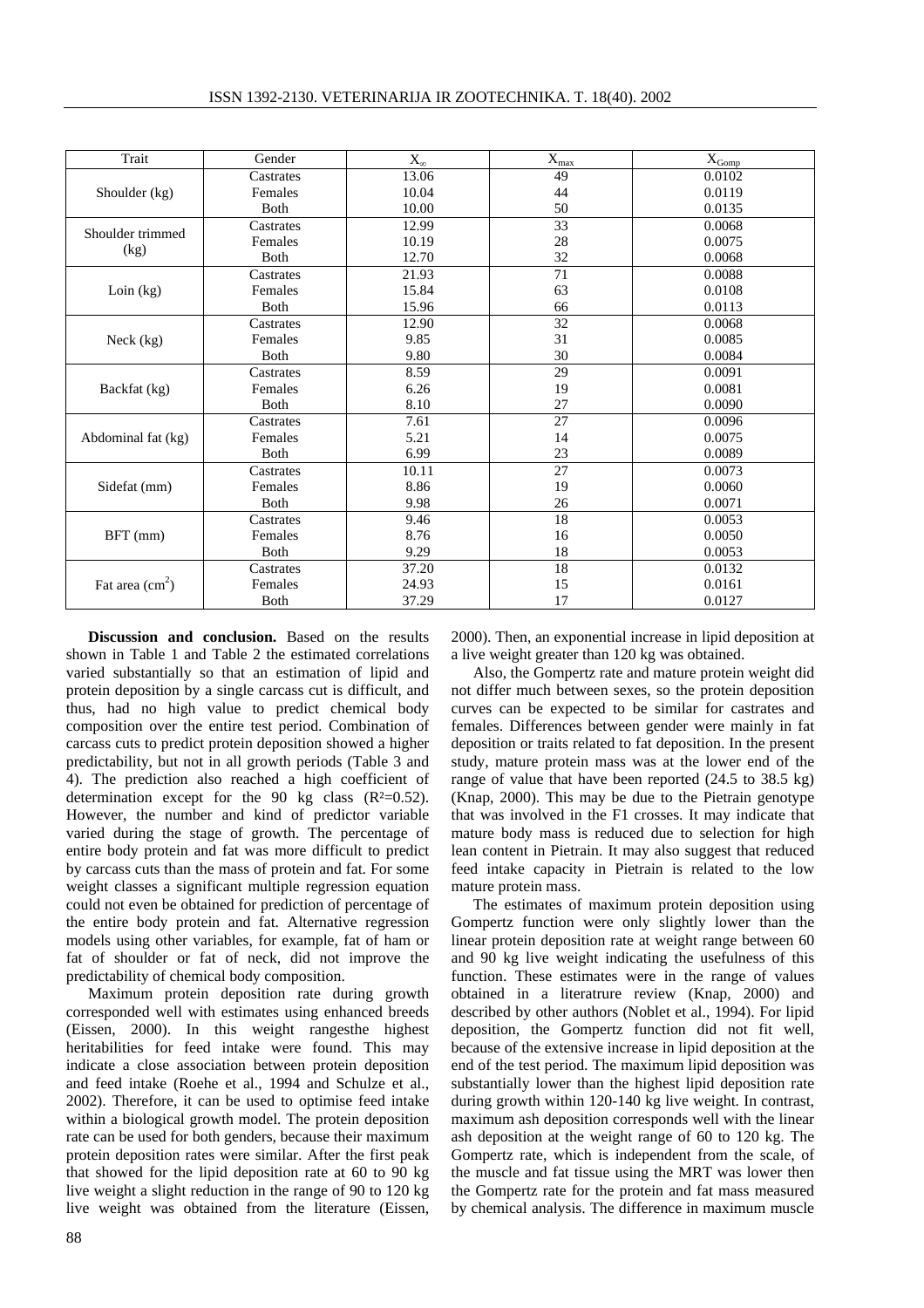| Trait | Gender | $X_\infty$ | $X_{max}$ | $X_{Gomp}$ |
|---|---|---|---|---|
| Shoulder (kg) | Castrates | 13.06 | 49 | 0.0102 |
| | Females | 10.04 | 44 | 0.0119 |
| | Both | 10.00 | 50 | 0.0135 |
| Shoulder trimmed (kg) | Castrates | 12.99 | 33 | 0.0068 |
| | Females | 10.19 | 28 | 0.0075 |
| | Both | 12.70 | 32 | 0.0068 |
| Loin (kg) | Castrates | 21.93 | 71 | 0.0088 |
| | Females | 15.84 | 63 | 0.0108 |
| | Both | 15.96 | 66 | 0.0113 |
| Neck (kg) | Castrates | 12.90 | 32 | 0.0068 |
| | Females | 9.85 | 31 | 0.0085 |
| | Both | 9.80 | 30 | 0.0084 |
| Backfat (kg) | Castrates | 8.59 | 29 | 0.0091 |
| | Females | 6.26 | 19 | 0.0081 |
| | Both | 8.10 | 27 | 0.0090 |
| Abdominal fat (kg) | Castrates | 7.61 | 27 | 0.0096 |
| | Females | 5.21 | 14 | 0.0075 |
| | Both | 6.99 | 23 | 0.0089 |
| Sidefat (mm) | Castrates | 10.11 | 27 | 0.0073 |
| | Females | 8.86 | 19 | 0.0060 |
| | Both | 9.98 | 26 | 0.0071 |
| BFT (mm) | Castrates | 9.46 | 18 | 0.0053 |
| | Females | 8.76 | 16 | 0.0050 |
| | Both | 9.29 | 18 | 0.0053 |
| Fat area ($cm^2$) | Castrates | 37.20 | 18 | 0.0132 |
| | Females | 24.93 | 15 | 0.0161 |
| | Both | 37.29 | 17 | 0.0127 |

**Discussion and conclusion.** Based on the results shown in Table 1 and Table 2 the estimated correlations varied substantially so that an estimation of lipid and protein deposition by a single carcass cut is difficult, and thus, had no high value to predict chemical body composition over the entire test period. Combination of carcass cuts to predict protein deposition showed a higher predictability, but not in all growth periods (Table 3 and 4). The prediction also reached a high coefficient of determination except for the 90 kg class ($R^2$=0.52). However, the number and kind of predictor variable varied during the stage of growth. The percentage of entire body protein and fat was more difficult to predict by carcass cuts than the mass of protein and fat. For some weight classes a significant multiple regression equation could not even be obtained for prediction of percentage of the entire body protein and fat. Alternative regression models using other variables, for example, fat of ham or fat of shoulder or fat of neck, did not improve the predictability of chemical body composition.

Maximum protein deposition rate during growth corresponded well with estimates using enhanced breeds (Eissen, 2000). In this weight rangesthe highest heritabilities for feed intake were found. This may indicate a close association between protein deposition and feed intake (Roehe et al., 1994 and Schulze et al., 2002). Therefore, it can be used to optimise feed intake within a biological growth model. The protein deposition rate can be used for both genders, because their maximum protein deposition rates were similar. After the first peak that showed for the lipid deposition rate at 60 to 90 kg live weight a slight reduction in the range of 90 to 120 kg live weight was obtained from the literature (Eissen, 2000). Then, an exponential increase in lipid deposition at a live weight greater than 120 kg was obtained.

Also, the Gompertz rate and mature protein weight did not differ much between sexes, so the protein deposition curves can be expected to be similar for castrates and females. Differences between gender were mainly in fat deposition or traits related to fat deposition. In the present study, mature protein mass was at the lower end of the range of value that have been reported (24.5 to 38.5 kg) (Knap, 2000). This may be due to the Pietrain genotype that was involved in the F1 crosses. It may indicate that mature body mass is reduced due to selection for high lean content in Pietrain. It may also suggest that reduced feed intake capacity in Pietrain is related to the low mature protein mass.

The estimates of maximum protein deposition using Gompertz function were only slightly lower than the linear protein deposition rate at weight range between 60 and 90 kg live weight indicating the usefulness of this function. These estimates were in the range of values obtained in a literatrure review (Knap, 2000) and described by other authors (Noblet et al., 1994). For lipid deposition, the Gompertz function did not fit well, because of the extensive increase in lipid deposition at the end of the test period. The maximum lipid deposition was substantially lower than the highest lipid deposition rate during growth within 120-140 kg live weight. In contrast, maximum ash deposition corresponds well with the linear ash deposition at the weight range of 60 to 120 kg. The Gompertz rate, which is independent from the scale, of the muscle and fat tissue using the MRT was lower then the Gompertz rate for the protein and fat mass measured by chemical analysis. The difference in maximum muscle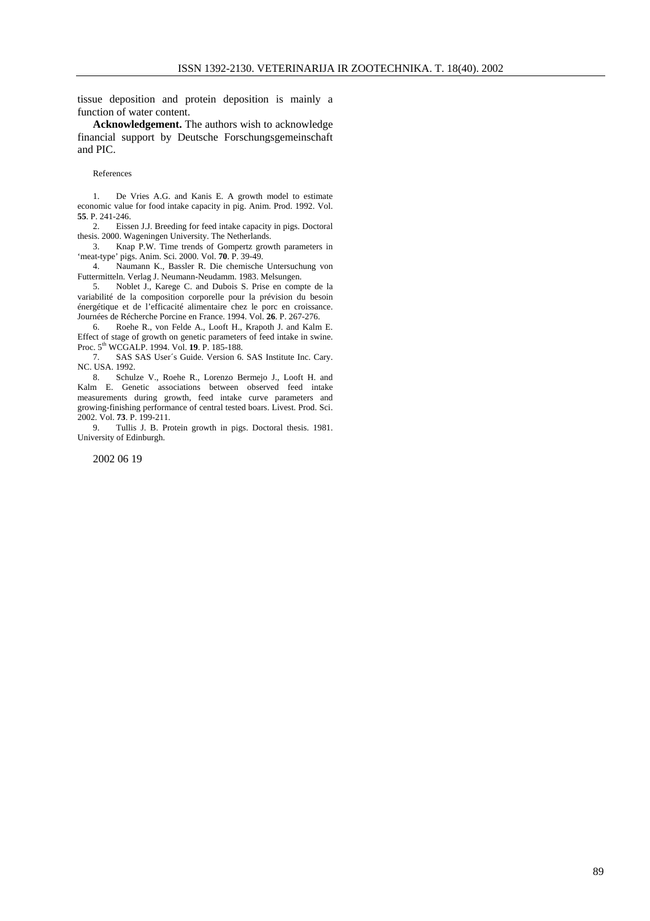tissue deposition and protein deposition is mainly a function of water content.

**Acknowledgement.** The authors wish to acknowledge financial support by Deutsche Forschungsgemeinschaft and PIC.

References

1. De Vries A.G. and Kanis E. A growth model to estimate economic value for food intake capacity in pig. Anim. Prod. 1992. Vol. **55**. P. 241-246.
2. Eissen J.J. Breeding for feed intake capacity in pigs. Doctoral thesis. 2000. Wageningen University. The Netherlands.
3. Knap P.W. Time trends of Gompertz growth parameters in 'meat-type' pigs. Anim. Sci. 2000. Vol. **70**. P. 39-49.
4. Naumann K., Bassler R. Die chemische Untersuchung von Futtermitteln. Verlag J. Neumann-Neudamm. 1983. Melsungen.
5. Noblet J., Karege C. and Dubois S. Prise en compte de la variabilité de la composition corporelle pour la prévision du besoin énergétique et de l'efficacité alimentaire chez le porc en croissance. Journées de Récherche Porcine en France. 1994. Vol. **26**. P. 267-276.
6. Roehe R., von Felde A., Looft H., Krapoth J. and Kalm E. Effect of stage of growth on genetic parameters of feed intake in swine. Proc. 5th WCGALP. 1994. Vol. **19**. P. 185-188.
7. SAS SAS User´s Guide. Version 6. SAS Institute Inc. Cary. NC. USA. 1992.
8. Schulze V., Roehe R., Lorenzo Bermejo J., Looft H. and Kalm E. Genetic associations between observed feed intake measurements during growth, feed intake curve parameters and growing-finishing performance of central tested boars. Livest. Prod. Sci. 2002. Vol. **73**. P. 199-211.
9. Tullis J. B. Protein growth in pigs. Doctoral thesis. 1981. University of Edinburgh.

2002 06 19